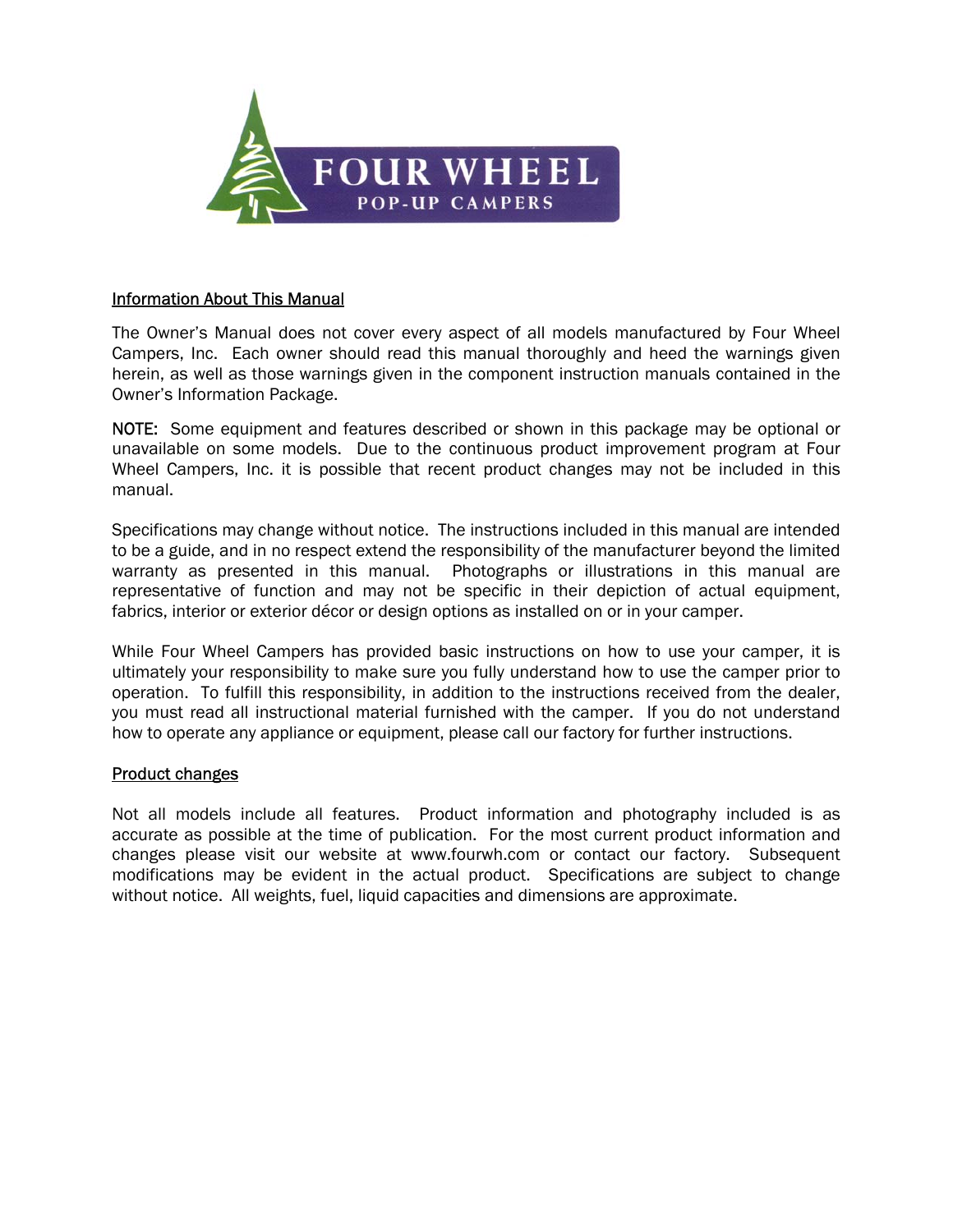# FOUR WHEEL

## POP-UP CAMPERS

### Information About This Manual

The Owner's Manual does not cover every aspect of all models manufactured by Four Wheel Campers, Inc. Each owner should read this manual thoroughly and heed the warnings given herein, as well as those warnings given in the component instruction manuals contained in the Owner's Information Package.

NOTE: Some equipment and features described or shown in this package may be optional or unavailable on some models. Due to the continuous product improvement program at Four Wheel Campers, Inc. it is possible that recent product changes may not be included in this manual.

Specifications may change without notice. The instructions included in this manual are intended to be a guide, and in no respect extend the responsibility of the manufacturer beyond the limited warranty as presented in this manual. Photographs or illustrations in this manual are representative of function and may not be specific in their depiction of actual equipment, fabrics, interior or exterior décor or design options as installed on or in your camper.

While Four Wheel Campers has provided basic instructions on how to use your camper, it is ultimately your responsibility to make sure you fully understand how to use the camper prior to operation. To fulfill this responsibility, in addition to the instructions received from the dealer, you must read all instructional material furnished with the camper. If you do not understand how to operate any appliance or equipment, please call our factory for further instructions.

### Product changes

Not all models include all features. Product information and photography included is as accurate as possible at the time of publication. For the most current product information and changes please visit our website at www.fourwh.com or contact our factory. Subsequent modifications may be evident in the actual product. Specifications are subject to change without notice. All weights, fuel, liquid capacities and dimensions are approximate.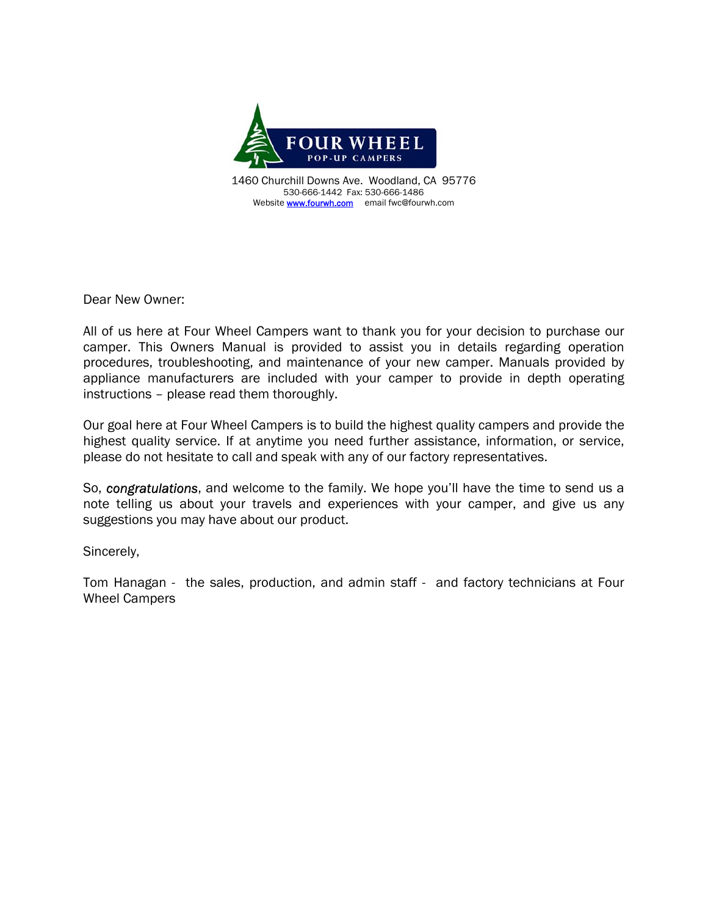**FOUR WHEEL**
**POP-UP CAMPERS**

1460 Churchill Downs Ave. Woodland, CA 95776
530-666-1442 Fax: 530-666-1486
Website [www.fourwh.com](http://www.fourwh.com) email fwc@fourwh.com

Dear New Owner:

All of us here at Four Wheel Campers want to thank you for your decision to purchase our camper. This Owners Manual is provided to assist you in details regarding operation procedures, troubleshooting, and maintenance of your new camper. Manuals provided by appliance manufacturers are included with your camper to provide in depth operating instructions – please read them thoroughly.

Our goal here at Four Wheel Campers is to build the highest quality campers and provide the highest quality service. If at anytime you need further assistance, information, or service, please do not hesitate to call and speak with any of our factory representatives.

So, *congratulations*, and welcome to the family. We hope you'll have the time to send us a note telling us about your travels and experiences with your camper, and give us any suggestions you may have about our product.

Sincerely,

Tom Hanagan - the sales, production, and admin staff - and factory technicians at Four Wheel Campers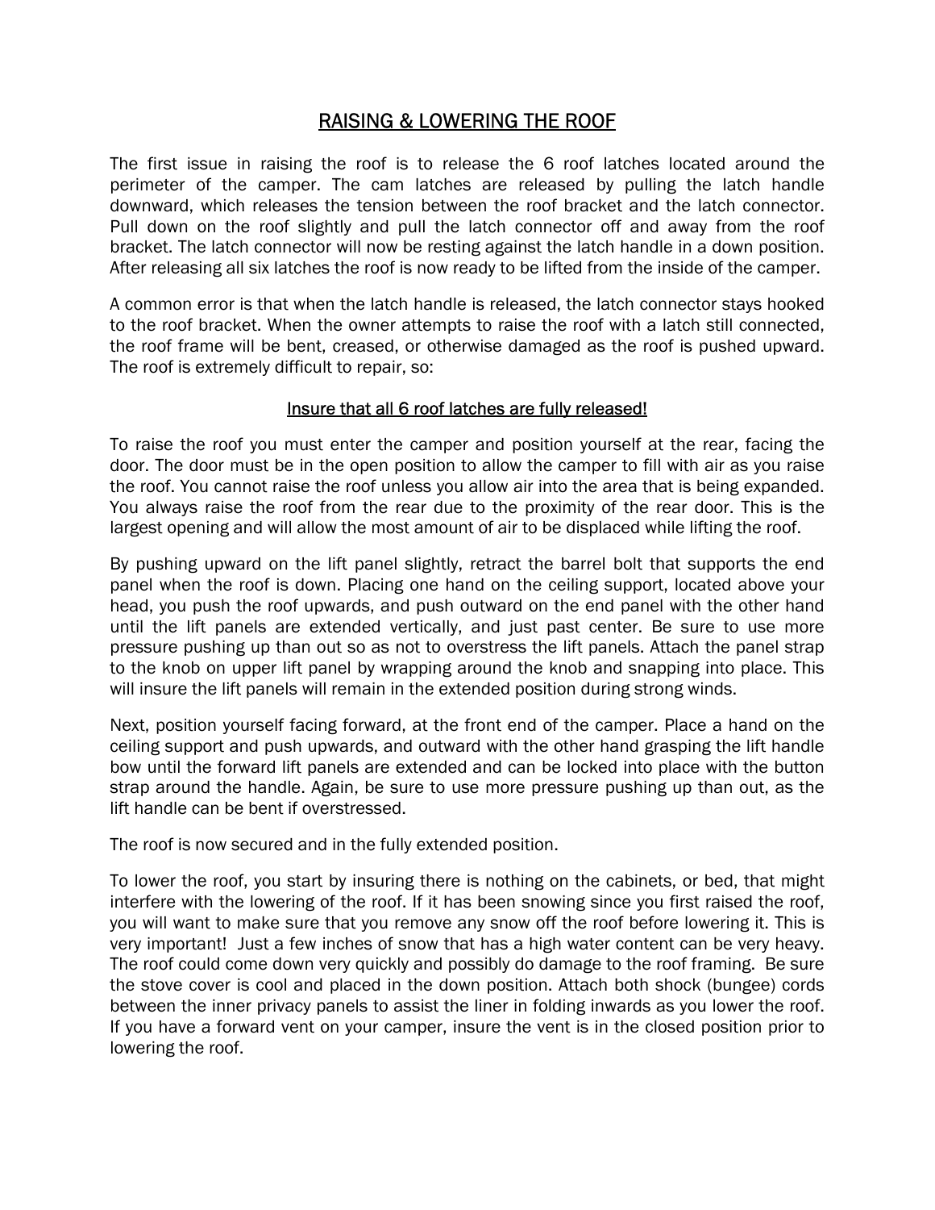# RAISING & LOWERING THE ROOF

The first issue in raising the roof is to release the 6 roof latches located around the perimeter of the camper. The cam latches are released by pulling the latch handle downward, which releases the tension between the roof bracket and the latch connector. Pull down on the roof slightly and pull the latch connector off and away from the roof bracket. The latch connector will now be resting against the latch handle in a down position. After releasing all six latches the roof is now ready to be lifted from the inside of the camper.

A common error is that when the latch handle is released, the latch connector stays hooked to the roof bracket. When the owner attempts to raise the roof with a latch still connected, the roof frame will be bent, creased, or otherwise damaged as the roof is pushed upward. The roof is extremely difficult to repair, so:

<u>Insure that all 6 roof latches are fully released!</u>

To raise the roof you must enter the camper and position yourself at the rear, facing the door. The door must be in the open position to allow the camper to fill with air as you raise the roof. You cannot raise the roof unless you allow air into the area that is being expanded. You always raise the roof from the rear due to the proximity of the rear door. This is the largest opening and will allow the most amount of air to be displaced while lifting the roof.

By pushing upward on the lift panel slightly, retract the barrel bolt that supports the end panel when the roof is down. Placing one hand on the ceiling support, located above your head, you push the roof upwards, and push outward on the end panel with the other hand until the lift panels are extended vertically, and just past center. Be sure to use more pressure pushing up than out so as not to overstress the lift panels. Attach the panel strap to the knob on upper lift panel by wrapping around the knob and snapping into place. This will insure the lift panels will remain in the extended position during strong winds.

Next, position yourself facing forward, at the front end of the camper. Place a hand on the ceiling support and push upwards, and outward with the other hand grasping the lift handle bow until the forward lift panels are extended and can be locked into place with the button strap around the handle. Again, be sure to use more pressure pushing up than out, as the lift handle can be bent if overstressed.

The roof is now secured and in the fully extended position.

To lower the roof, you start by insuring there is nothing on the cabinets, or bed, that might interfere with the lowering of the roof. If it has been snowing since you first raised the roof, you will want to make sure that you remove any snow off the roof before lowering it. This is very important! Just a few inches of snow that has a high water content can be very heavy. The roof could come down very quickly and possibly do damage to the roof framing. Be sure the stove cover is cool and placed in the down position. Attach both shock (bungee) cords between the inner privacy panels to assist the liner in folding inwards as you lower the roof. If you have a forward vent on your camper, insure the vent is in the closed position prior to lowering the roof.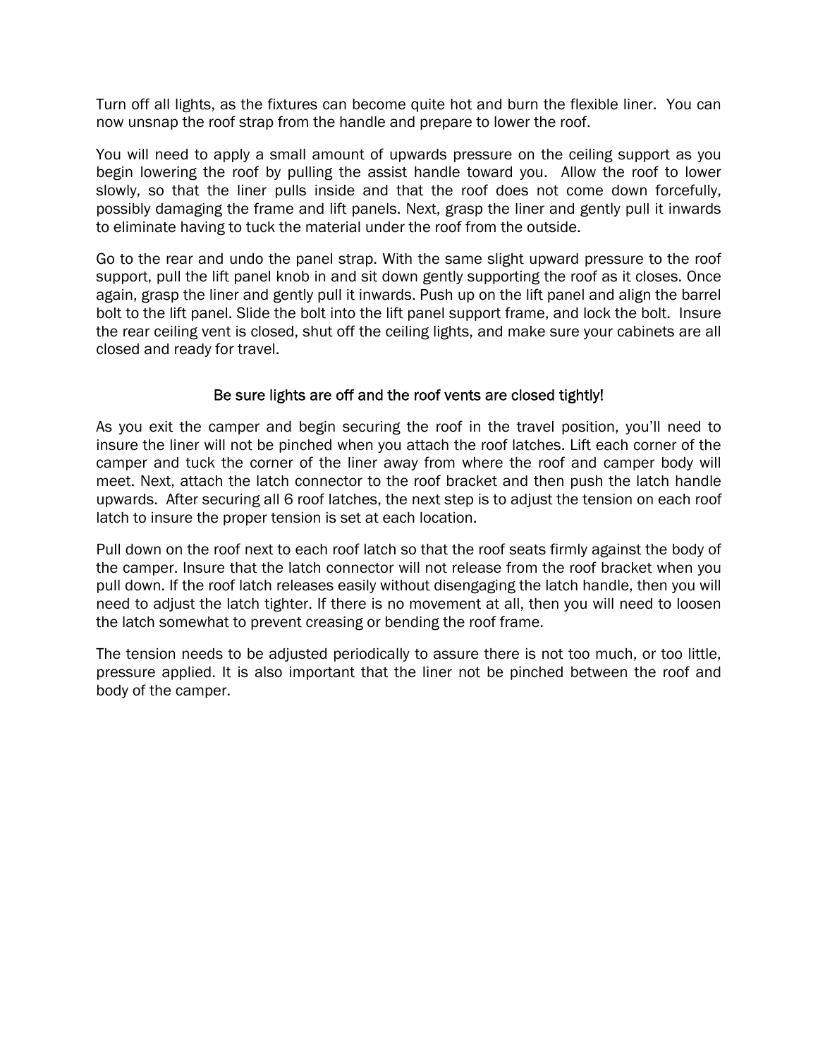Turn off all lights, as the fixtures can become quite hot and burn the flexible liner. You can now unsnap the roof strap from the handle and prepare to lower the roof.

You will need to apply a small amount of upwards pressure on the ceiling support as you begin lowering the roof by pulling the assist handle toward you. Allow the roof to lower slowly, so that the liner pulls inside and that the roof does not come down forcefully, possibly damaging the frame and lift panels. Next, grasp the liner and gently pull it inwards to eliminate having to tuck the material under the roof from the outside.

Go to the rear and undo the panel strap. With the same slight upward pressure to the roof support, pull the lift panel knob in and sit down gently supporting the roof as it closes. Once again, grasp the liner and gently pull it inwards. Push up on the lift panel and align the barrel bolt to the lift panel. Slide the bolt into the lift panel support frame, and lock the bolt. Insure the rear ceiling vent is closed, shut off the ceiling lights, and make sure your cabinets are all closed and ready for travel.

Be sure lights are off and the roof vents are closed tightly!

As you exit the camper and begin securing the roof in the travel position, you'll need to insure the liner will not be pinched when you attach the roof latches. Lift each corner of the camper and tuck the corner of the liner away from where the roof and camper body will meet. Next, attach the latch connector to the roof bracket and then push the latch handle upwards. After securing all 6 roof latches, the next step is to adjust the tension on each roof latch to insure the proper tension is set at each location.

Pull down on the roof next to each roof latch so that the roof seats firmly against the body of the camper. Insure that the latch connector will not release from the roof bracket when you pull down. If the roof latch releases easily without disengaging the latch handle, then you will need to adjust the latch tighter. If there is no movement at all, then you will need to loosen the latch somewhat to prevent creasing or bending the roof frame.

The tension needs to be adjusted periodically to assure there is not too much, or too little, pressure applied. It is also important that the liner not be pinched between the roof and body of the camper.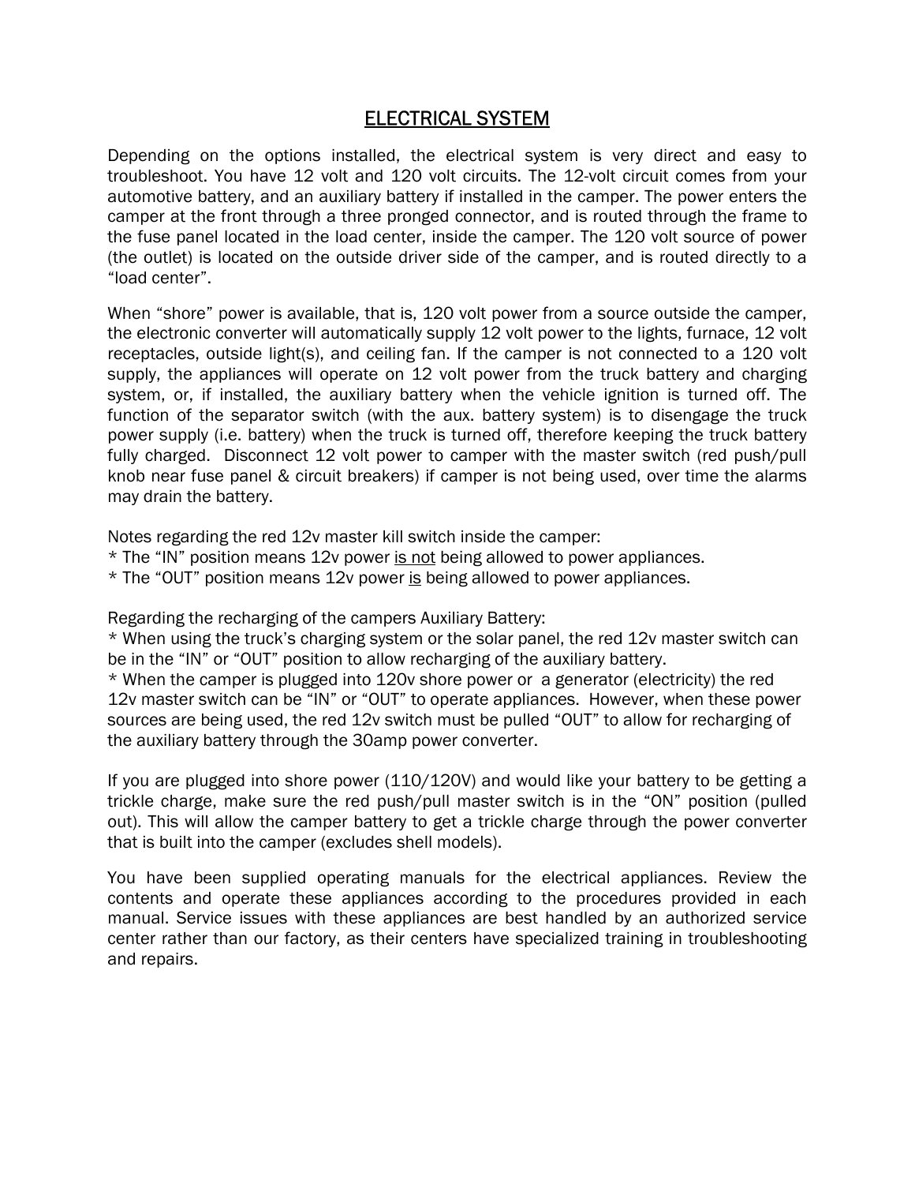# <u>ELECTRICAL SYSTEM</u>

Depending on the options installed, the electrical system is very direct and easy to troubleshoot. You have 12 volt and 120 volt circuits. The 12-volt circuit comes from your automotive battery, and an auxiliary battery if installed in the camper. The power enters the camper at the front through a three pronged connector, and is routed through the frame to the fuse panel located in the load center, inside the camper. The 120 volt source of power (the outlet) is located on the outside driver side of the camper, and is routed directly to a "load center".

When "shore" power is available, that is, 120 volt power from a source outside the camper, the electronic converter will automatically supply 12 volt power to the lights, furnace, 12 volt receptacles, outside light(s), and ceiling fan. If the camper is not connected to a 120 volt supply, the appliances will operate on 12 volt power from the truck battery and charging system, or, if installed, the auxiliary battery when the vehicle ignition is turned off. The function of the separator switch (with the aux. battery system) is to disengage the truck power supply (i.e. battery) when the truck is turned off, therefore keeping the truck battery fully charged. Disconnect 12 volt power to camper with the master switch (red push/pull knob near fuse panel & circuit breakers) if camper is not being used, over time the alarms may drain the battery.

Notes regarding the red 12v master kill switch inside the camper:
* The "IN" position means 12v power <u>is not</u> being allowed to power appliances.
* The "OUT" position means 12v power <u>is</u> being allowed to power appliances.

Regarding the recharging of the campers Auxiliary Battery:
* When using the truck's charging system or the solar panel, the red 12v master switch can be in the "IN" or "OUT" position to allow recharging of the auxiliary battery.
* When the camper is plugged into 120v shore power or a generator (electricity) the red 12v master switch can be "IN" or "OUT" to operate appliances. However, when these power sources are being used, the red 12v switch must be pulled "OUT" to allow for recharging of the auxiliary battery through the 30amp power converter.

If you are plugged into shore power (110/120V) and would like your battery to be getting a trickle charge, make sure the red push/pull master switch is in the "ON" position (pulled out). This will allow the camper battery to get a trickle charge through the power converter that is built into the camper (excludes shell models).

You have been supplied operating manuals for the electrical appliances. Review the contents and operate these appliances according to the procedures provided in each manual. Service issues with these appliances are best handled by an authorized service center rather than our factory, as their centers have specialized training in troubleshooting and repairs.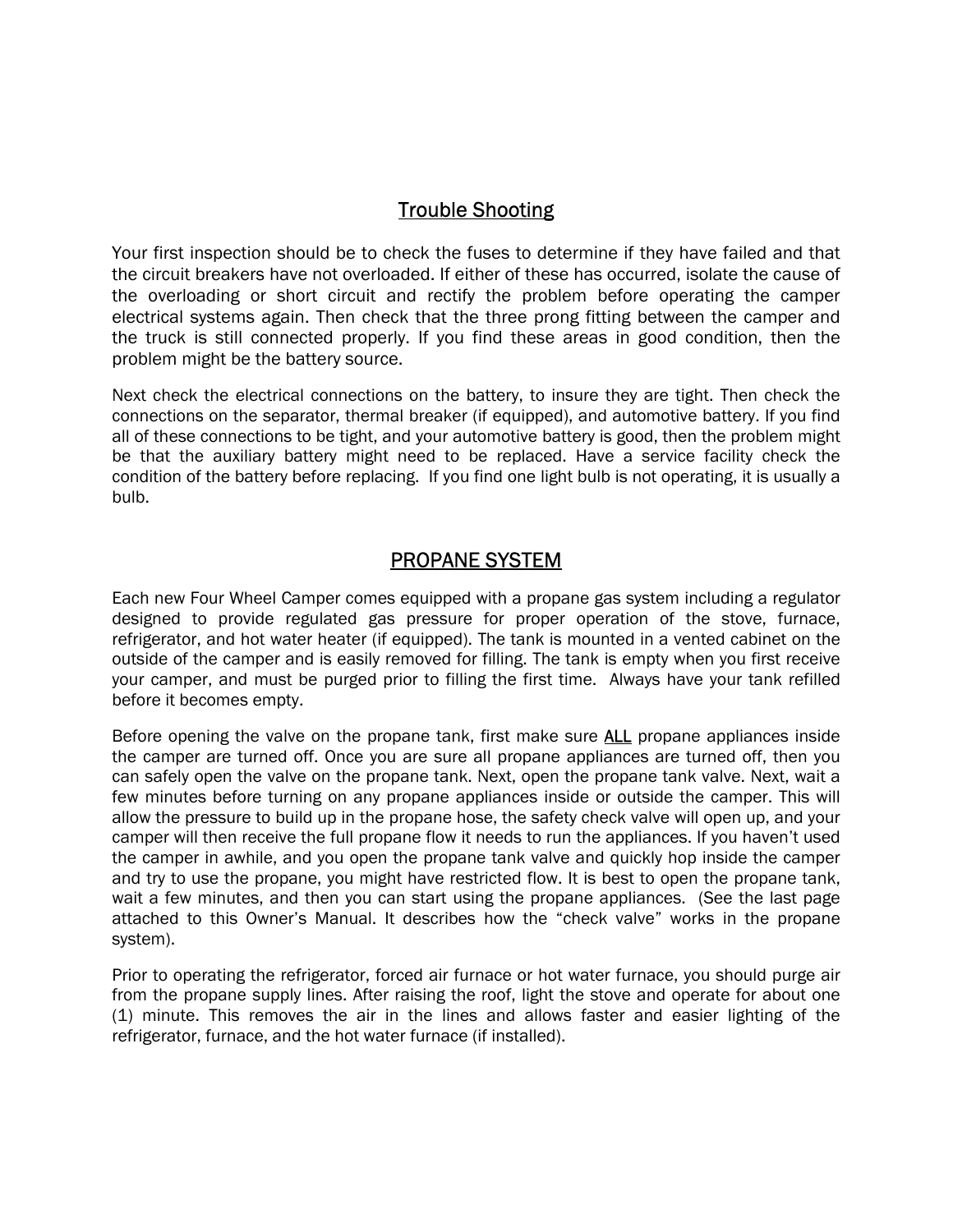## Trouble Shooting

Your first inspection should be to check the fuses to determine if they have failed and that the circuit breakers have not overloaded. If either of these has occurred, isolate the cause of the overloading or short circuit and rectify the problem before operating the camper electrical systems again. Then check that the three prong fitting between the camper and the truck is still connected properly. If you find these areas in good condition, then the problem might be the battery source.

Next check the electrical connections on the battery, to insure they are tight. Then check the connections on the separator, thermal breaker (if equipped), and automotive battery. If you find all of these connections to be tight, and your automotive battery is good, then the problem might be that the auxiliary battery might need to be replaced. Have a service facility check the condition of the battery before replacing. If you find one light bulb is not operating, it is usually a bulb.

## PROPANE SYSTEM

Each new Four Wheel Camper comes equipped with a propane gas system including a regulator designed to provide regulated gas pressure for proper operation of the stove, furnace, refrigerator, and hot water heater (if equipped). The tank is mounted in a vented cabinet on the outside of the camper and is easily removed for filling. The tank is empty when you first receive your camper, and must be purged prior to filling the first time. Always have your tank refilled before it becomes empty.

Before opening the valve on the propane tank, first make sure <u>ALL</u> propane appliances inside the camper are turned off. Once you are sure all propane appliances are turned off, then you can safely open the valve on the propane tank. Next, open the propane tank valve. Next, wait a few minutes before turning on any propane appliances inside or outside the camper. This will allow the pressure to build up in the propane hose, the safety check valve will open up, and your camper will then receive the full propane flow it needs to run the appliances. If you haven't used the camper in awhile, and you open the propane tank valve and quickly hop inside the camper and try to use the propane, you might have restricted flow. It is best to open the propane tank, wait a few minutes, and then you can start using the propane appliances. (See the last page attached to this Owner's Manual. It describes how the "check valve" works in the propane system).

Prior to operating the refrigerator, forced air furnace or hot water furnace, you should purge air from the propane supply lines. After raising the roof, light the stove and operate for about one (1) minute. This removes the air in the lines and allows faster and easier lighting of the refrigerator, furnace, and the hot water furnace (if installed).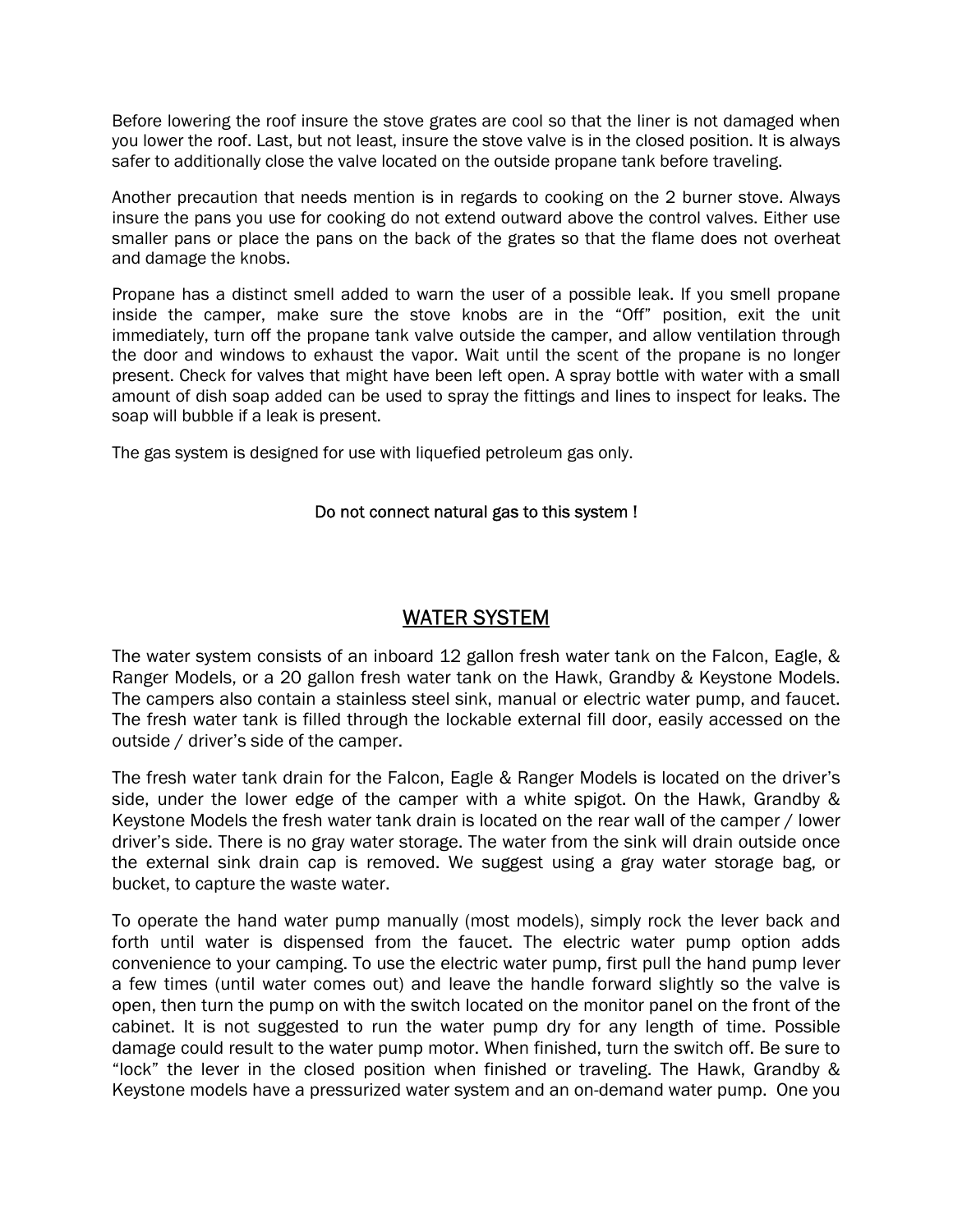Before lowering the roof insure the stove grates are cool so that the liner is not damaged when you lower the roof. Last, but not least, insure the stove valve is in the closed position. It is always safer to additionally close the valve located on the outside propane tank before traveling.

Another precaution that needs mention is in regards to cooking on the 2 burner stove. Always insure the pans you use for cooking do not extend outward above the control valves. Either use smaller pans or place the pans on the back of the grates so that the flame does not overheat and damage the knobs.

Propane has a distinct smell added to warn the user of a possible leak. If you smell propane inside the camper, make sure the stove knobs are in the "Off" position, exit the unit immediately, turn off the propane tank valve outside the camper, and allow ventilation through the door and windows to exhaust the vapor. Wait until the scent of the propane is no longer present. Check for valves that might have been left open. A spray bottle with water with a small amount of dish soap added can be used to spray the fittings and lines to inspect for leaks. The soap will bubble if a leak is present.

The gas system is designed for use with liquefied petroleum gas only.

Do not connect natural gas to this system !

## WATER SYSTEM

The water system consists of an inboard 12 gallon fresh water tank on the Falcon, Eagle, & Ranger Models, or a 20 gallon fresh water tank on the Hawk, Grandby & Keystone Models. The campers also contain a stainless steel sink, manual or electric water pump, and faucet. The fresh water tank is filled through the lockable external fill door, easily accessed on the outside / driver's side of the camper.

The fresh water tank drain for the Falcon, Eagle & Ranger Models is located on the driver's side, under the lower edge of the camper with a white spigot. On the Hawk, Grandby & Keystone Models the fresh water tank drain is located on the rear wall of the camper / lower driver's side. There is no gray water storage. The water from the sink will drain outside once the external sink drain cap is removed. We suggest using a gray water storage bag, or bucket, to capture the waste water.

To operate the hand water pump manually (most models), simply rock the lever back and forth until water is dispensed from the faucet. The electric water pump option adds convenience to your camping. To use the electric water pump, first pull the hand pump lever a few times (until water comes out) and leave the handle forward slightly so the valve is open, then turn the pump on with the switch located on the monitor panel on the front of the cabinet. It is not suggested to run the water pump dry for any length of time. Possible damage could result to the water pump motor. When finished, turn the switch off. Be sure to "lock" the lever in the closed position when finished or traveling. The Hawk, Grandby & Keystone models have a pressurized water system and an on-demand water pump. One you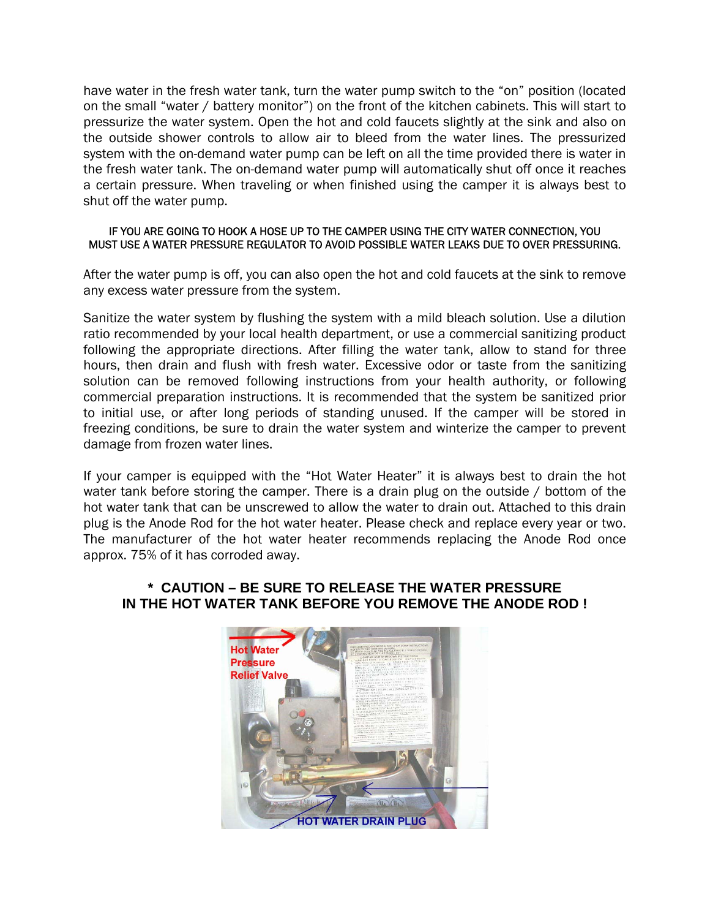have water in the fresh water tank, turn the water pump switch to the "on" position (located on the small "water / battery monitor") on the front of the kitchen cabinets. This will start to pressurize the water system. Open the hot and cold faucets slightly at the sink and also on the outside shower controls to allow air to bleed from the water lines. The pressurized system with the on-demand water pump can be left on all the time provided there is water in the fresh water tank. The on-demand water pump will automatically shut off once it reaches a certain pressure. When traveling or when finished using the camper it is always best to shut off the water pump.

IF YOU ARE GOING TO HOOK A HOSE UP TO THE CAMPER USING THE CITY WATER CONNECTION, YOU MUST USE A WATER PRESSURE REGULATOR TO AVOID POSSIBLE WATER LEAKS DUE TO OVER PRESSURING.

After the water pump is off, you can also open the hot and cold faucets at the sink to remove any excess water pressure from the system.

Sanitize the water system by flushing the system with a mild bleach solution. Use a dilution ratio recommended by your local health department, or use a commercial sanitizing product following the appropriate directions. After filling the water tank, allow to stand for three hours, then drain and flush with fresh water. Excessive odor or taste from the sanitizing solution can be removed following instructions from your health authority, or following commercial preparation instructions. It is recommended that the system be sanitized prior to initial use, or after long periods of standing unused. If the camper will be stored in freezing conditions, be sure to drain the water system and winterize the camper to prevent damage from frozen water lines.

If your camper is equipped with the "Hot Water Heater" it is always best to drain the hot water tank before storing the camper. There is a drain plug on the outside / bottom of the hot water tank that can be unscrewed to allow the water to drain out. Attached to this drain plug is the Anode Rod for the hot water heater. Please check and replace every year or two. The manufacturer of the hot water heater recommends replacing the Anode Rod once approx. 75% of it has corroded away.

**\* CAUTION – BE SURE TO RELEASE THE WATER PRESSURE IN THE HOT WATER TANK BEFORE YOU REMOVE THE ANODE ROD !**

Hot Water Pressure Relief Valve

HOT WATER DRAIN PLUG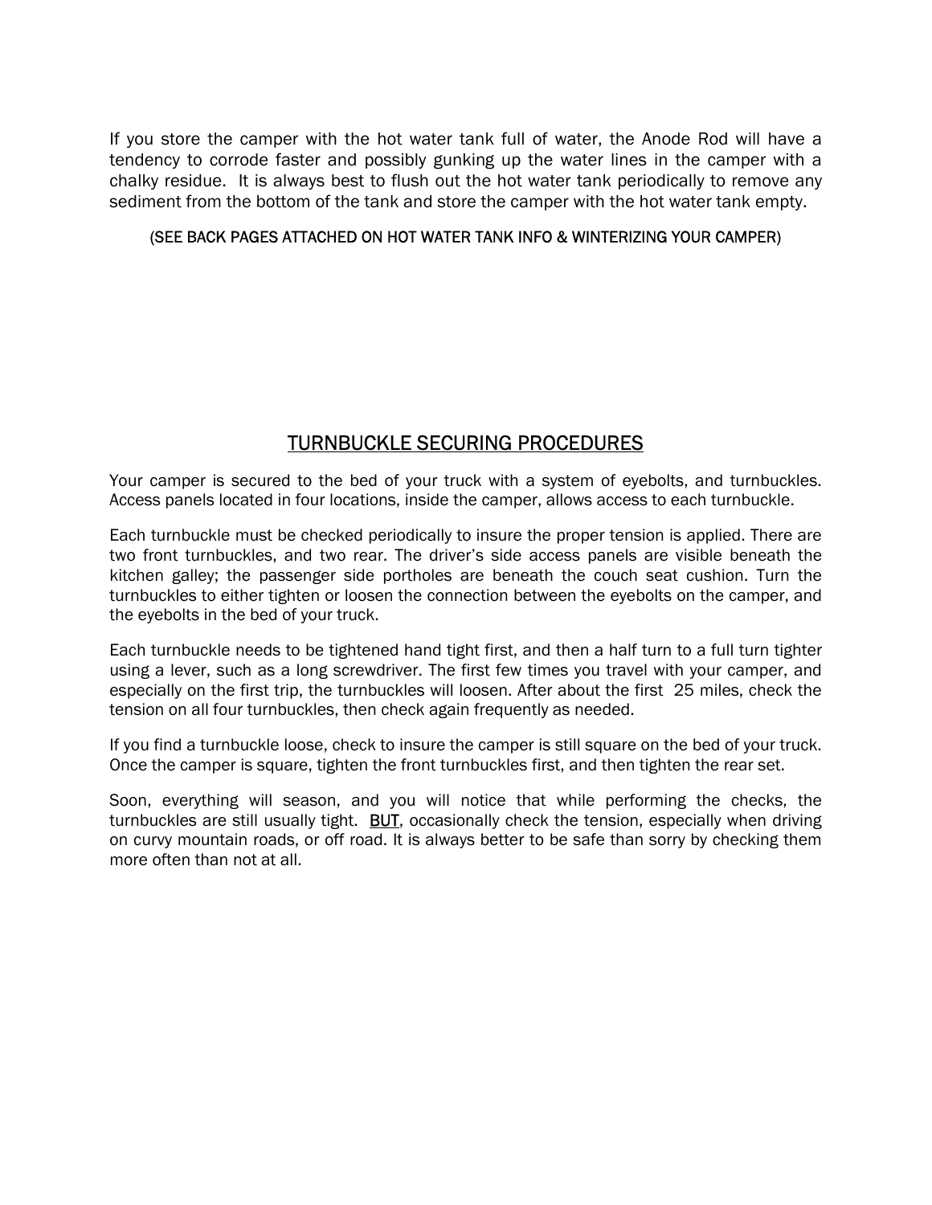If you store the camper with the hot water tank full of water, the Anode Rod will have a tendency to corrode faster and possibly gunking up the water lines in the camper with a chalky residue. It is always best to flush out the hot water tank periodically to remove any sediment from the bottom of the tank and store the camper with the hot water tank empty.

(SEE BACK PAGES ATTACHED ON HOT WATER TANK INFO & WINTERIZING YOUR CAMPER)

## TURNBUCKLE SECURING PROCEDURES

Your camper is secured to the bed of your truck with a system of eyebolts, and turnbuckles. Access panels located in four locations, inside the camper, allows access to each turnbuckle.

Each turnbuckle must be checked periodically to insure the proper tension is applied. There are two front turnbuckles, and two rear. The driver's side access panels are visible beneath the kitchen galley; the passenger side portholes are beneath the couch seat cushion. Turn the turnbuckles to either tighten or loosen the connection between the eyebolts on the camper, and the eyebolts in the bed of your truck.

Each turnbuckle needs to be tightened hand tight first, and then a half turn to a full turn tighter using a lever, such as a long screwdriver. The first few times you travel with your camper, and especially on the first trip, the turnbuckles will loosen. After about the first 25 miles, check the tension on all four turnbuckles, then check again frequently as needed.

If you find a turnbuckle loose, check to insure the camper is still square on the bed of your truck. Once the camper is square, tighten the front turnbuckles first, and then tighten the rear set.

Soon, everything will season, and you will notice that while performing the checks, the turnbuckles are still usually tight. <u>BUT</u>, occasionally check the tension, especially when driving on curvy mountain roads, or off road. It is always better to be safe than sorry by checking them more often than not at all.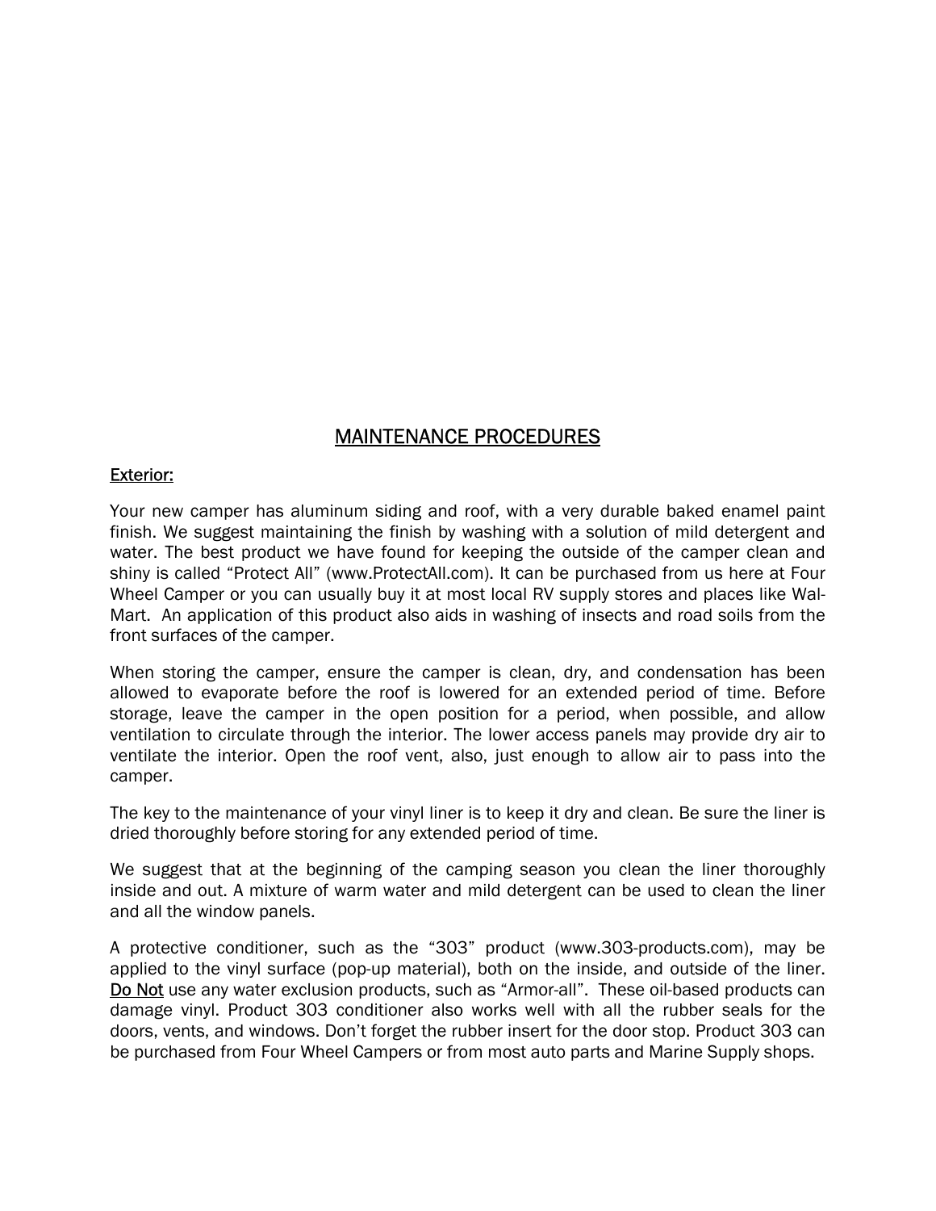## MAINTENANCE PROCEDURES

### Exterior:

Your new camper has aluminum siding and roof, with a very durable baked enamel paint finish. We suggest maintaining the finish by washing with a solution of mild detergent and water. The best product we have found for keeping the outside of the camper clean and shiny is called "Protect All" (www.ProtectAll.com). It can be purchased from us here at Four Wheel Camper or you can usually buy it at most local RV supply stores and places like Wal-Mart. An application of this product also aids in washing of insects and road soils from the front surfaces of the camper.

When storing the camper, ensure the camper is clean, dry, and condensation has been allowed to evaporate before the roof is lowered for an extended period of time. Before storage, leave the camper in the open position for a period, when possible, and allow ventilation to circulate through the interior. The lower access panels may provide dry air to ventilate the interior. Open the roof vent, also, just enough to allow air to pass into the camper.

The key to the maintenance of your vinyl liner is to keep it dry and clean. Be sure the liner is dried thoroughly before storing for any extended period of time.

We suggest that at the beginning of the camping season you clean the liner thoroughly inside and out. A mixture of warm water and mild detergent can be used to clean the liner and all the window panels.

A protective conditioner, such as the "303" product (www.303-products.com), may be applied to the vinyl surface (pop-up material), both on the inside, and outside of the liner. Do Not use any water exclusion products, such as "Armor-all". These oil-based products can damage vinyl. Product 303 conditioner also works well with all the rubber seals for the doors, vents, and windows. Don't forget the rubber insert for the door stop. Product 303 can be purchased from Four Wheel Campers or from most auto parts and Marine Supply shops.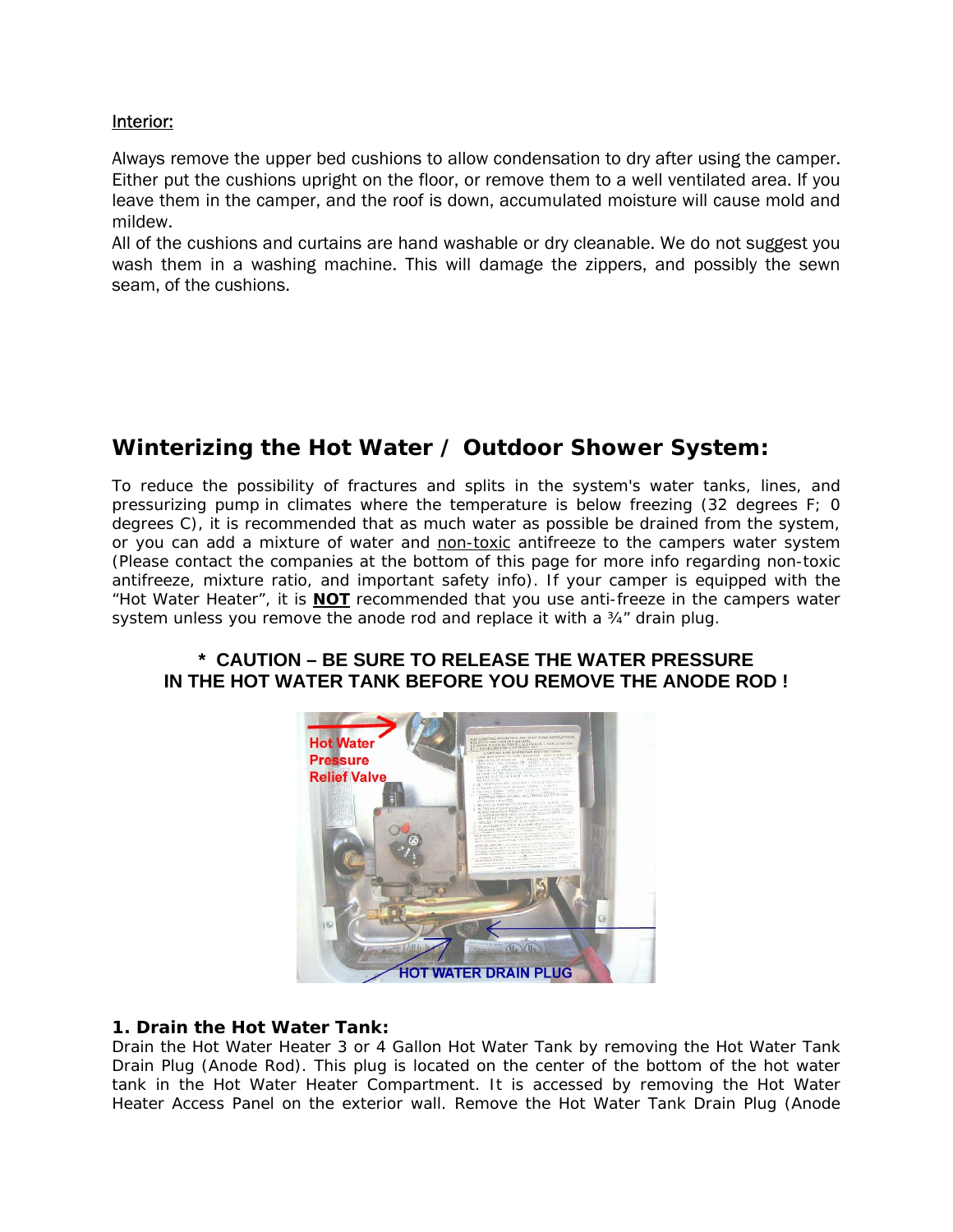Interior:

Always remove the upper bed cushions to allow condensation to dry after using the camper. Either put the cushions upright on the floor, or remove them to a well ventilated area. If you leave them in the camper, and the roof is down, accumulated moisture will cause mold and mildew.

All of the cushions and curtains are hand washable or dry cleanable. We do not suggest you wash them in a washing machine. This will damage the zippers, and possibly the sewn seam, of the cushions.

## Winterizing the Hot Water / Outdoor Shower System:

To reduce the possibility of fractures and splits in the system's water tanks, lines, and pressurizing pump in climates where the temperature is below freezing (32 degrees F; 0 degrees C), it is recommended that as much water as possible be drained from the system, or you can add a mixture of water and non-toxic antifreeze to the campers water system (Please contact the companies at the bottom of this page for more info regarding non-toxic antifreeze, mixture ratio, and important safety info). If your camper is equipped with the "Hot Water Heater", it is **NOT** recommended that you use anti-freeze in the campers water system unless you remove the anode rod and replace it with a ¾" drain plug.

**\* CAUTION – BE SURE TO RELEASE THE WATER PRESSURE IN THE HOT WATER TANK BEFORE YOU REMOVE THE ANODE ROD !**

Hot Water Pressure Relief Valve

HOT WATER DRAIN PLUG

**1. Drain the Hot Water Tank:**

Drain the Hot Water Heater 3 or 4 Gallon Hot Water Tank by removing the Hot Water Tank Drain Plug (Anode Rod). This plug is located on the center of the bottom of the hot water tank in the Hot Water Heater Compartment. It is accessed by removing the Hot Water Heater Access Panel on the exterior wall. Remove the Hot Water Tank Drain Plug (Anode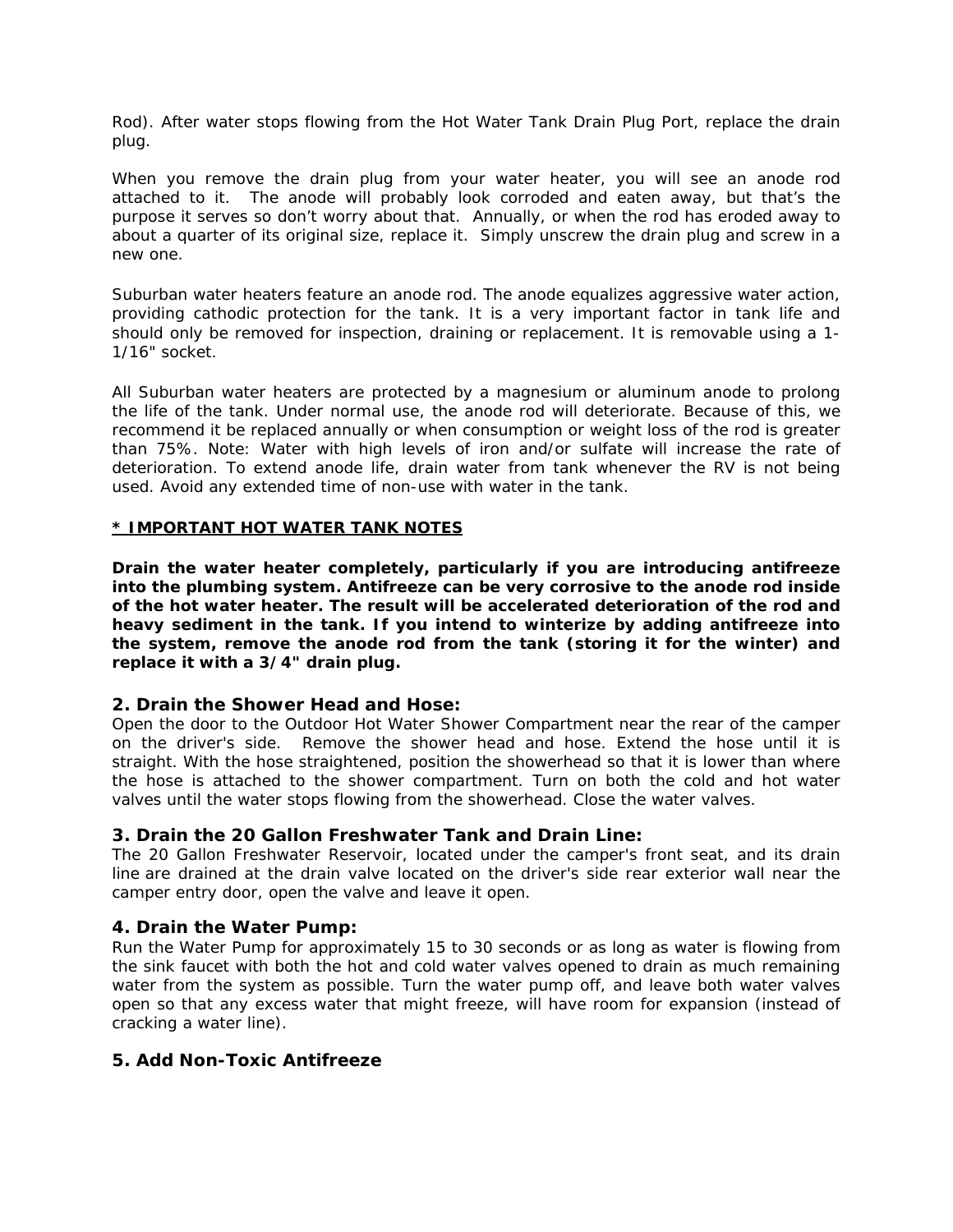Rod). After water stops flowing from the Hot Water Tank Drain Plug Port, replace the drain plug.

When you remove the drain plug from your water heater, you will see an anode rod attached to it. The anode will probably look corroded and eaten away, but that's the purpose it serves so don't worry about that. Annually, or when the rod has eroded away to about a quarter of its original size, replace it. Simply unscrew the drain plug and screw in a new one.

Suburban water heaters feature an anode rod. The anode equalizes aggressive water action, providing cathodic protection for the tank. It is a very important factor in tank life and should only be removed for inspection, draining or replacement. It is removable using a 1-1/16" socket.

All Suburban water heaters are protected by a magnesium or aluminum anode to prolong the life of the tank. Under normal use, the anode rod will deteriorate. Because of this, we recommend it be replaced annually or when consumption or weight loss of the rod is greater than 75%. Note: Water with high levels of iron and/or sulfate will increase the rate of deterioration. To extend anode life, drain water from tank whenever the RV is not being used. Avoid any extended time of non-use with water in the tank.

**<u>* IMPORTANT HOT WATER TANK NOTES</u>**

**Drain the water heater completely, particularly if you are introducing antifreeze into the plumbing system. Antifreeze can be very corrosive to the anode rod inside of the hot water heater. The result will be accelerated deterioration of the rod and heavy sediment in the tank. If you intend to winterize by adding antifreeze into the system, remove the anode rod from the tank (storing it for the winter) and replace it with a 3/4" drain plug.**

### 2. Drain the Shower Head and Hose:

Open the door to the Outdoor Hot Water Shower Compartment near the rear of the camper on the driver's side. Remove the shower head and hose. Extend the hose until it is straight. With the hose straightened, position the showerhead so that it is lower than where the hose is attached to the shower compartment. Turn on both the cold and hot water valves until the water stops flowing from the showerhead. Close the water valves.

### 3. Drain the 20 Gallon Freshwater Tank and Drain Line:

The 20 Gallon Freshwater Reservoir, located under the camper's front seat, and its drain line are drained at the drain valve located on the driver's side rear exterior wall near the camper entry door, open the valve and leave it open.

### 4. Drain the Water Pump:

Run the Water Pump for approximately 15 to 30 seconds or as long as water is flowing from the sink faucet with both the hot and cold water valves opened to drain as much remaining water from the system as possible. Turn the water pump off, and leave both water valves open so that any excess water that might freeze, will have room for expansion (instead of cracking a water line).

### 5. Add Non-Toxic Antifreeze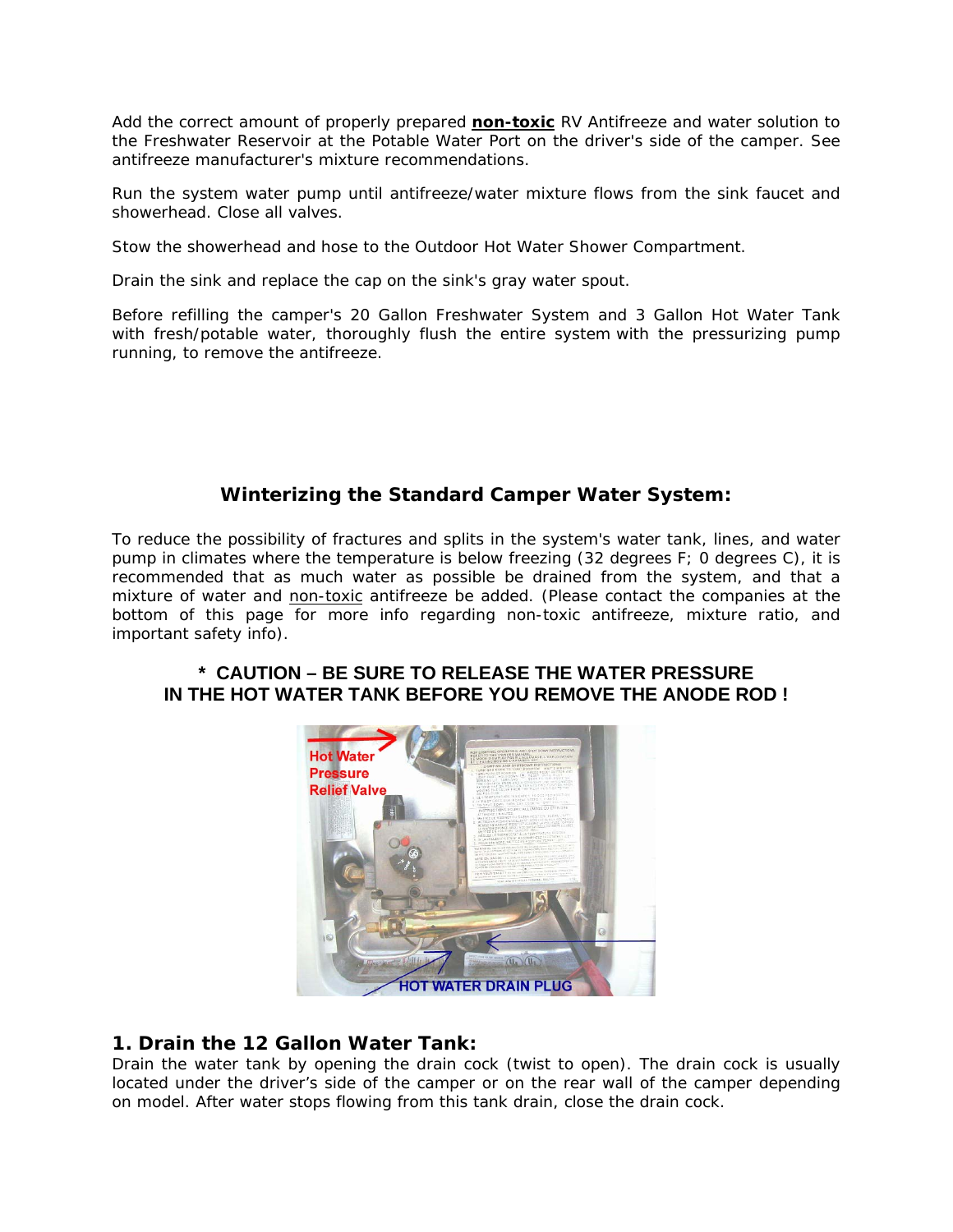Add the correct amount of properly prepared **non-toxic** RV Antifreeze and water solution to the Freshwater Reservoir at the Potable Water Port on the driver's side of the camper. See antifreeze manufacturer's mixture recommendations.

Run the system water pump until antifreeze/water mixture flows from the sink faucet and showerhead. Close all valves.

Stow the showerhead and hose to the Outdoor Hot Water Shower Compartment.

Drain the sink and replace the cap on the sink's gray water spout.

Before refilling the camper's 20 Gallon Freshwater System and 3 Gallon Hot Water Tank with fresh/potable water, thoroughly flush the entire system with the pressurizing pump running, to remove the antifreeze.

## Winterizing the Standard Camper Water System:

To reduce the possibility of fractures and splits in the system's water tank, lines, and water pump in climates where the temperature is below freezing (32 degrees F; 0 degrees C), it is recommended that as much water as possible be drained from the system, and that a mixture of water and non-toxic antifreeze be added. (Please contact the companies at the bottom of this page for more info regarding non-toxic antifreeze, mixture ratio, and important safety info).

**\* CAUTION – BE SURE TO RELEASE THE WATER PRESSURE IN THE HOT WATER TANK BEFORE YOU REMOVE THE ANODE ROD !**

Hot Water Pressure Relief Valve

HOT WATER DRAIN PLUG

### 1. Drain the 12 Gallon Water Tank:

Drain the water tank by opening the drain cock (twist to open). The drain cock is usually located under the driver's side of the camper or on the rear wall of the camper depending on model. After water stops flowing from this tank drain, close the drain cock.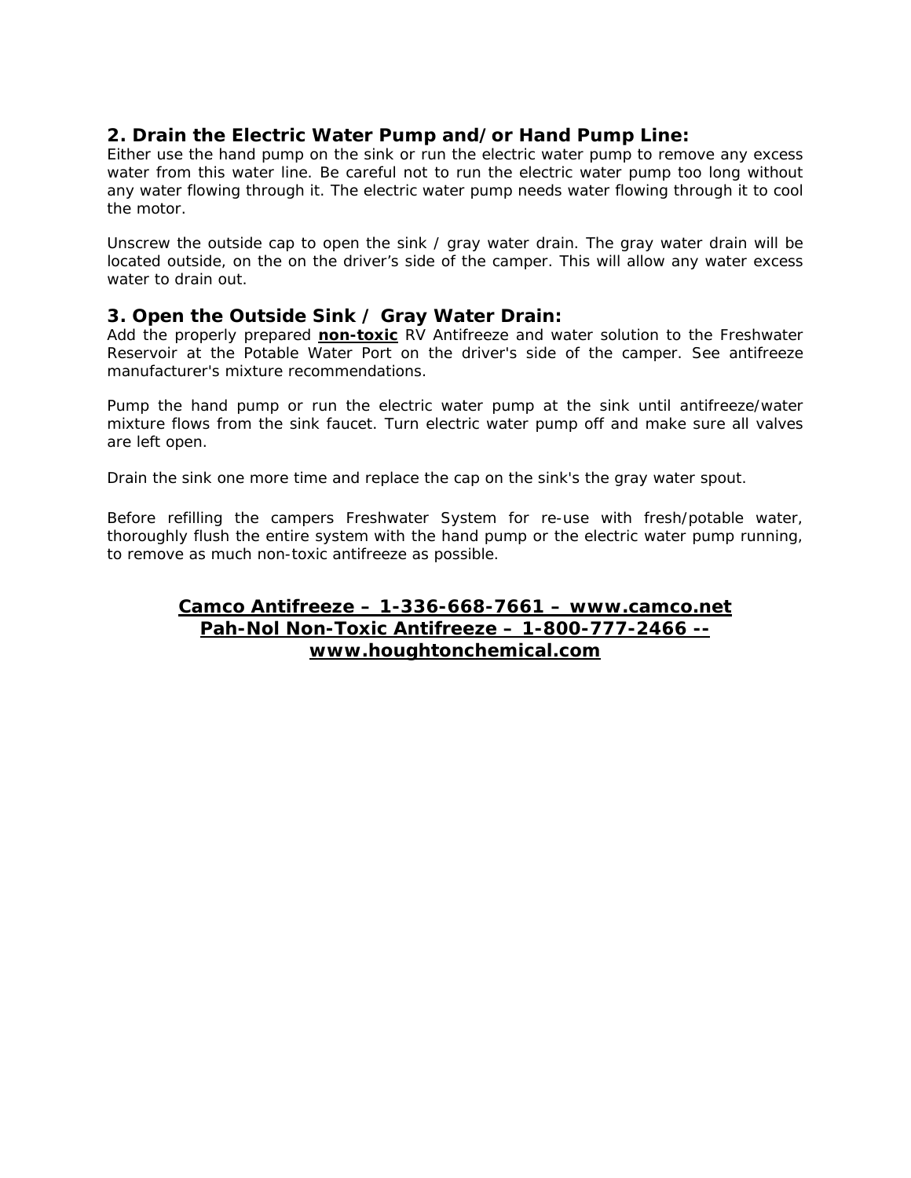## 2. Drain the Electric Water Pump and/or Hand Pump Line:

Either use the hand pump on the sink or run the electric water pump to remove any excess water from this water line. Be careful not to run the electric water pump too long without any water flowing through it. The electric water pump needs water flowing through it to cool the motor.

Unscrew the outside cap to open the sink / gray water drain. The gray water drain will be located outside, on the on the driver's side of the camper. This will allow any water excess water to drain out.

## 3. Open the Outside Sink / Gray Water Drain:

Add the properly prepared **non-toxic** RV Antifreeze and water solution to the Freshwater Reservoir at the Potable Water Port on the driver's side of the camper. See antifreeze manufacturer's mixture recommendations.

Pump the hand pump or run the electric water pump at the sink until antifreeze/water mixture flows from the sink faucet. Turn electric water pump off and make sure all valves are left open.

Drain the sink one more time and replace the cap on the sink's the gray water spout.

Before refilling the campers Freshwater System for re-use with fresh/potable water, thoroughly flush the entire system with the hand pump or the electric water pump running, to remove as much non-toxic antifreeze as possible.

**Camco Antifreeze – 1-336-668-7661 – www.camco.net**
**Pah-Nol Non-Toxic Antifreeze – 1-800-777-2466 -- www.houghtonchemical.com**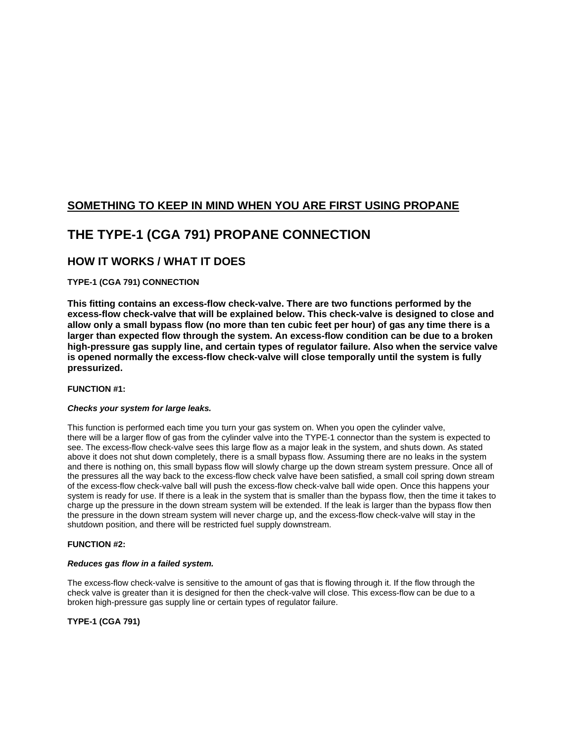## SOMETHING TO KEEP IN MIND WHEN YOU ARE FIRST USING PROPANE

# THE TYPE-1 (CGA 791) PROPANE CONNECTION

## HOW IT WORKS / WHAT IT DOES

**TYPE-1 (CGA 791) CONNECTION**

**This fitting contains an excess-flow check-valve. There are two functions performed by the excess-flow check-valve that will be explained below. This check-valve is designed to close and allow only a small bypass flow (no more than ten cubic feet per hour) of gas any time there is a larger than expected flow through the system. An excess-flow condition can be due to a broken high-pressure gas supply line, and certain types of regulator failure. Also when the service valve is opened normally the excess-flow check-valve will close temporally until the system is fully pressurized.**

**FUNCTION #1:**

***Checks your system for large leaks.***

This function is performed each time you turn your gas system on. When you open the cylinder valve, there will be a larger flow of gas from the cylinder valve into the TYPE-1 connector than the system is expected to see. The excess-flow check-valve sees this large flow as a major leak in the system, and shuts down. As stated above it does not shut down completely, there is a small bypass flow. Assuming there are no leaks in the system and there is nothing on, this small bypass flow will slowly charge up the down stream system pressure. Once all of the pressures all the way back to the excess-flow check valve have been satisfied, a small coil spring down stream of the excess-flow check-valve ball will push the excess-flow check-valve ball wide open. Once this happens your system is ready for use. If there is a leak in the system that is smaller than the bypass flow, then the time it takes to charge up the pressure in the down stream system will be extended. If the leak is larger than the bypass flow then the pressure in the down stream system will never charge up, and the excess-flow check-valve will stay in the shutdown position, and there will be restricted fuel supply downstream.

**FUNCTION #2:**

***Reduces gas flow in a failed system.***

The excess-flow check-valve is sensitive to the amount of gas that is flowing through it. If the flow through the check valve is greater than it is designed for then the check-valve will close. This excess-flow can be due to a broken high-pressure gas supply line or certain types of regulator failure.

**TYPE-1 (CGA 791)**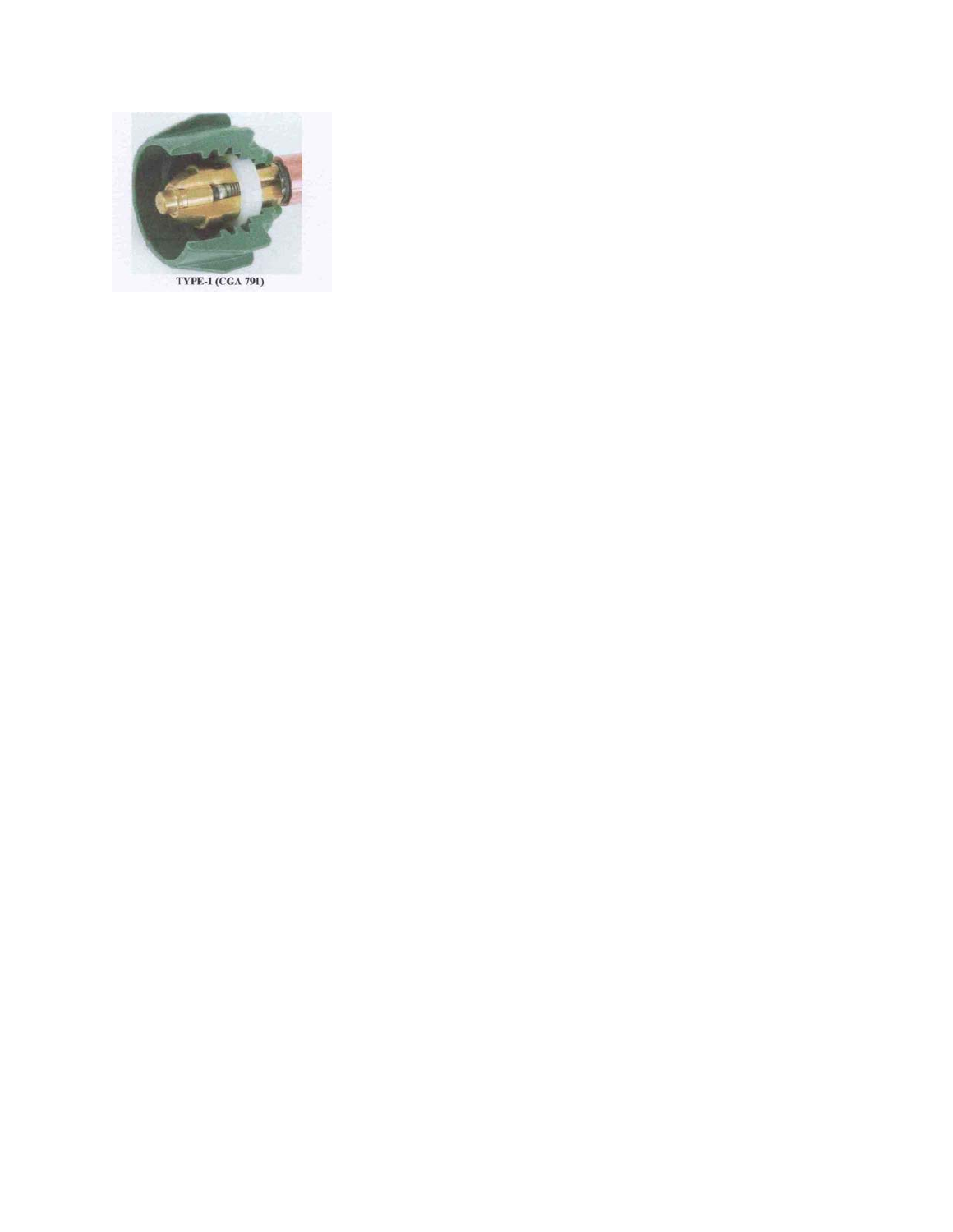TYPE-1 (CGA 791)